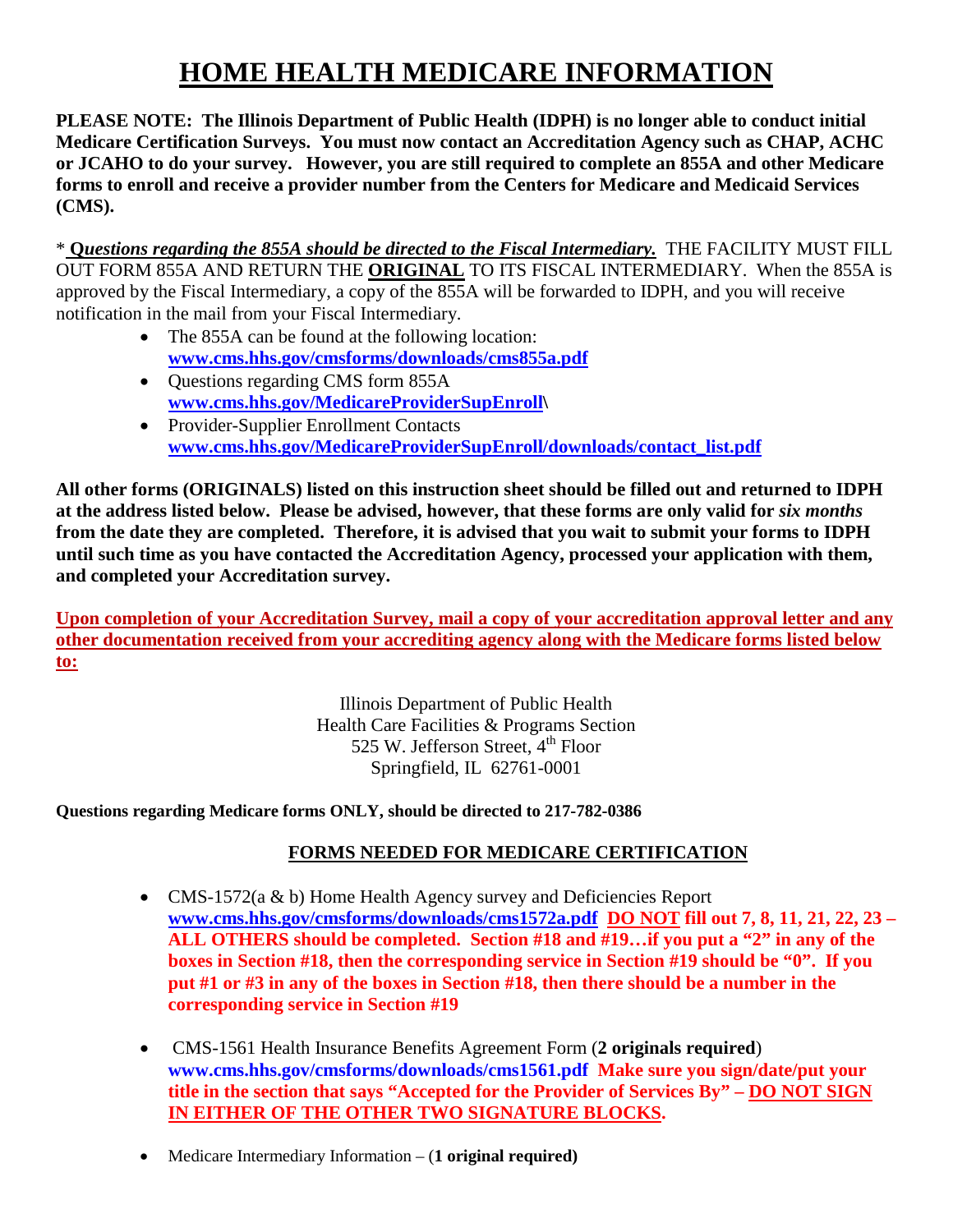# HOME HEALTH MEDICARE INFORMATION

**PLEASE NOTE: The Illinois Department of Public Health (IDPH) is no longer able to conduct initial Medicare Certification Surveys. You must now contact an Accreditation Agency such as CHAP, ACHC or JCAHO to do your survey. However, you are still required to complete an 855A and other Medicare forms to enroll and receive a provider number from the Centers for Medicare and Medicaid Services (CMS).**

* ***Questions regarding the 855A should be directed to the Fiscal Intermediary.*** THE FACILITY MUST FILL OUT FORM 855A AND RETURN THE **ORIGINAL** TO ITS FISCAL INTERMEDIARY. When the 855A is approved by the Fiscal Intermediary, a copy of the 855A will be forwarded to IDPH, and you will receive notification in the mail from your Fiscal Intermediary.

- The 855A can be found at the following location: **www.cms.hhs.gov/cmsforms/downloads/cms855a.pdf**
- Questions regarding CMS form 855A **www.cms.hhs.gov/MedicareProviderSupEnroll\**
- Provider-Supplier Enrollment Contacts **www.cms.hhs.gov/MedicareProviderSupEnroll/downloads/contact_list.pdf**

**All other forms (ORIGINALS) listed on this instruction sheet should be filled out and returned to IDPH at the address listed below. Please be advised, however, that these forms are only valid for *six months* from the date they are completed. Therefore, it is advised that you wait to submit your forms to IDPH until such time as you have contacted the Accreditation Agency, processed your application with them, and completed your Accreditation survey.**

**Upon completion of your Accreditation Survey, mail a copy of your accreditation approval letter and any other documentation received from your accrediting agency along with the Medicare forms listed below to:**

Illinois Department of Public Health
Health Care Facilities & Programs Section
525 W. Jefferson Street, 4th Floor
Springfield, IL 62761-0001

**Questions regarding Medicare forms ONLY, should be directed to 217-782-0386**

## FORMS NEEDED FOR MEDICARE CERTIFICATION

- CMS-1572(a & b) Home Health Agency survey and Deficiencies Report **www.cms.hhs.gov/cmsforms/downloads/cms1572a.pdf** **DO NOT fill out 7, 8, 11, 21, 22, 23 – ALL OTHERS should be completed. Section #18 and #19…if you put a "2" in any of the boxes in Section #18, then the corresponding service in Section #19 should be "0". If you put #1 or #3 in any of the boxes in Section #18, then there should be a number in the corresponding service in Section #19**

- CMS-1561 Health Insurance Benefits Agreement Form (**2 originals required**) **www.cms.hhs.gov/cmsforms/downloads/cms1561.pdf** **Make sure you sign/date/put your title in the section that says "Accepted for the Provider of Services By" – DO NOT SIGN IN EITHER OF THE OTHER TWO SIGNATURE BLOCKS.**

- Medicare Intermediary Information – (**1 original required)**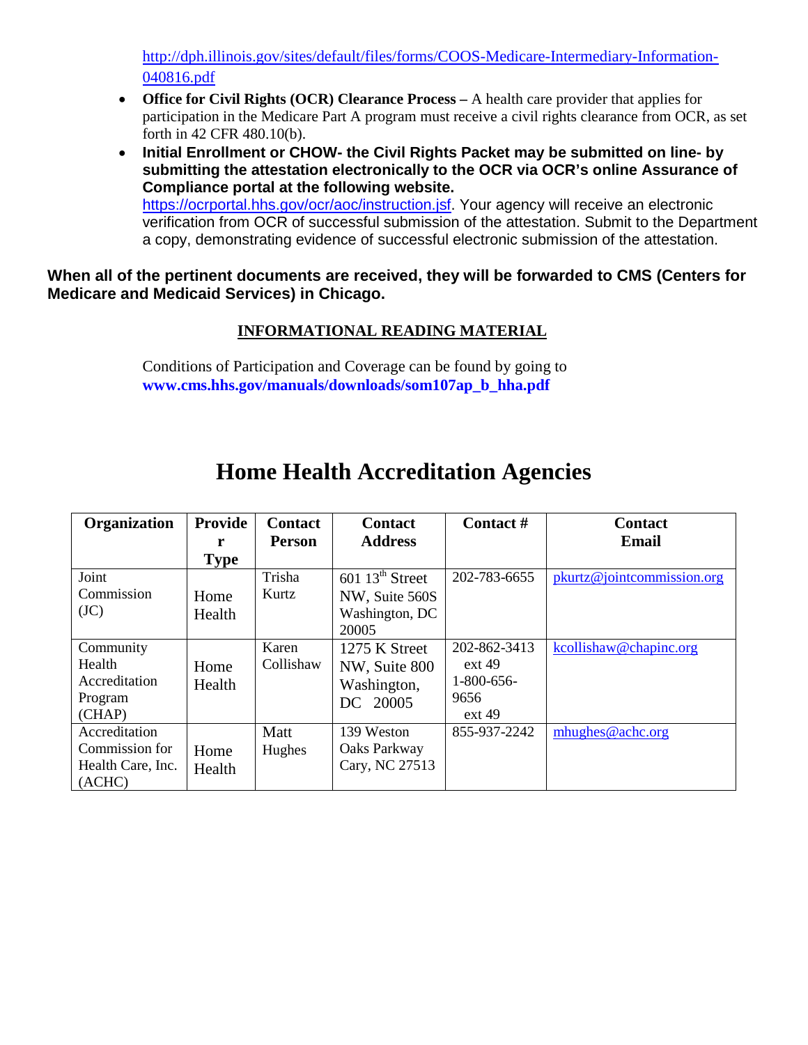http://dph.illinois.gov/sites/default/files/forms/COOS-Medicare-Intermediary-Information-040816.pdf

- **Office for Civil Rights (OCR) Clearance Process –** A health care provider that applies for participation in the Medicare Part A program must receive a civil rights clearance from OCR, as set forth in 42 CFR 480.10(b).
- **Initial Enrollment or CHOW- the Civil Rights Packet may be submitted on line- by submitting the attestation electronically to the OCR via OCR's online Assurance of Compliance portal at the following website.** https://ocrportal.hhs.gov/ocr/aoc/instruction.jsf. Your agency will receive an electronic verification from OCR of successful submission of the attestation. Submit to the Department a copy, demonstrating evidence of successful electronic submission of the attestation.

**When all of the pertinent documents are received, they will be forwarded to CMS (Centers for Medicare and Medicaid Services) in Chicago.**

**INFORMATIONAL READING MATERIAL**

Conditions of Participation and Coverage can be found by going to **www.cms.hhs.gov/manuals/downloads/som107ap_b_hha.pdf**

# Home Health Accreditation Agencies

| Organization | Provider Type | Contact Person | Contact Address | Contact # | Contact Email |
|---|---|---|---|---|---|
| Joint Commission (JC) | Home Health | Trisha Kurtz | 601 13th Street NW, Suite 560S Washington, DC 20005 | 202-783-6655 | pkurtz@jointcommission.org |
| Community Health Accreditation Program (CHAP) | Home Health | Karen Collishaw | 1275 K Street NW, Suite 800 Washington, DC 20005 | 202-862-3413 ext 49 1-800-656-9656 ext 49 | kcollishaw@chapinc.org |
| Accreditation Commission for Health Care, Inc. (ACHC) | Home Health | Matt Hughes | 139 Weston Oaks Parkway Cary, NC 27513 | 855-937-2242 | mhughes@achc.org |